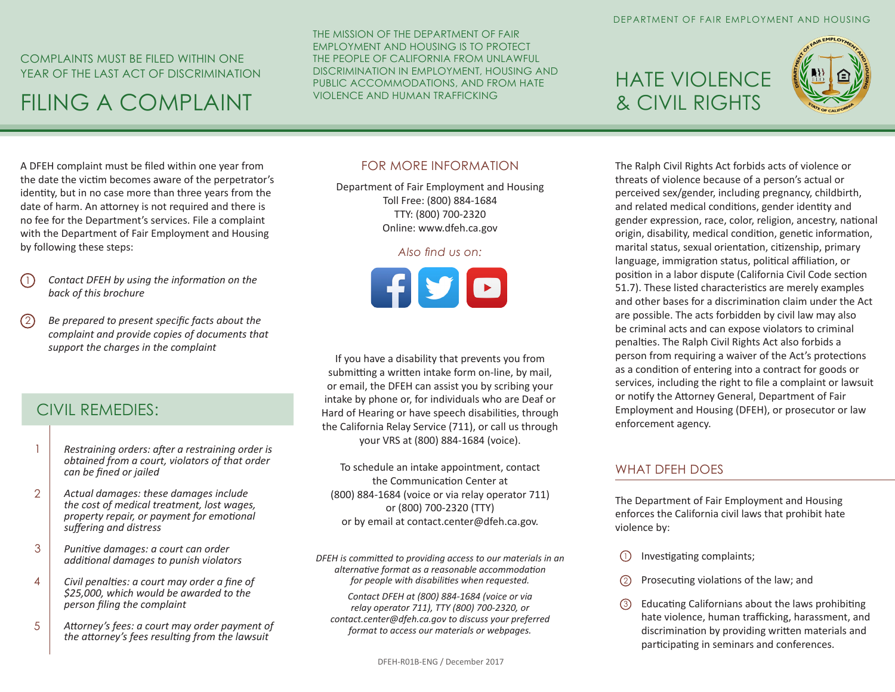## COMPLAINTS MUST BE FILED WITHIN ONE YEAR OF THE LAST ACT OF DISCRIMINATION

# FILING A COMPLAINT

A DFEH complaint must be filed within one year from the date the victim becomes aware of the perpetrator's identity, but in no case more than three years from the date of harm. An attorney is not required and there is no fee for the Department's services. File a complaint with the Department of Fair Employment and Housing by following these steps:

1. *Contact DFEH by using the information on the back of this brochure*
2. *Be prepared to present specific facts about the complaint and provide copies of documents that support the charges in the complaint*

## CIVIL REMEDIES:

1. *Restraining orders: after a restraining order is obtained from a court, violators of that order can be fined or jailed*
2. *Actual damages: these damages include the cost of medical treatment, lost wages, property repair, or payment for emotional suffering and distress*
3. *Punitive damages: a court can order additional damages to punish violators*
4. *Civil penalties: a court may order a fine of $25,000, which would be awarded to the person filing the complaint*
5. *Attorney's fees: a court may order payment of the attorney's fees resulting from the lawsuit*

THE MISSION OF THE DEPARTMENT OF FAIR EMPLOYMENT AND HOUSING IS TO PROTECT THE PEOPLE OF CALIFORNIA FROM UNLAWFUL DISCRIMINATION IN EMPLOYMENT, HOUSING AND PUBLIC ACCOMMODATIONS, AND FROM HATE VIOLENCE AND HUMAN TRAFFICKING

## FOR MORE INFORMATION

Department of Fair Employment and Housing
Toll Free: (800) 884-1684
TTY: (800) 700-2320
Online: www.dfeh.ca.gov

*Also find us on:*

If you have a disability that prevents you from submitting a written intake form on-line, by mail, or email, the DFEH can assist you by scribing your intake by phone or, for individuals who are Deaf or Hard of Hearing or have speech disabilities, through the California Relay Service (711), or call us through your VRS at (800) 884-1684 (voice).

To schedule an intake appointment, contact the Communication Center at (800) 884-1684 (voice or via relay operator 711) or (800) 700-2320 (TTY) or by email at contact.center@dfeh.ca.gov.

*DFEH is committed to providing access to our materials in an alternative format as a reasonable accommodation for people with disabilities when requested.*

*Contact DFEH at (800) 884-1684 (voice or via relay operator 711), TTY (800) 700-2320, or contact.center@dfeh.ca.gov to discuss your preferred format to access our materials or webpages.*

DFEH-R01B-ENG / December 2017

DEPARTMENT OF FAIR EMPLOYMENT AND HOUSING

# HATE VIOLENCE & CIVIL RIGHTS

The Ralph Civil Rights Act forbids acts of violence or threats of violence because of a person's actual or perceived sex/gender, including pregnancy, childbirth, and related medical conditions, gender identity and gender expression, race, color, religion, ancestry, national origin, disability, medical condition, genetic information, marital status, sexual orientation, citizenship, primary language, immigration status, political affiliation, or position in a labor dispute (California Civil Code section 51.7). These listed characteristics are merely examples and other bases for a discrimination claim under the Act are possible. The acts forbidden by civil law may also be criminal acts and can expose violators to criminal penalties. The Ralph Civil Rights Act also forbids a person from requiring a waiver of the Act's protections as a condition of entering into a contract for goods or services, including the right to file a complaint or lawsuit or notify the Attorney General, Department of Fair Employment and Housing (DFEH), or prosecutor or law enforcement agency.

## WHAT DFEH DOES

The Department of Fair Employment and Housing enforces the California civil laws that prohibit hate violence by:

1. Investigating complaints;
2. Prosecuting violations of the law; and
3. Educating Californians about the laws prohibiting hate violence, human trafficking, harassment, and discrimination by providing written materials and participating in seminars and conferences.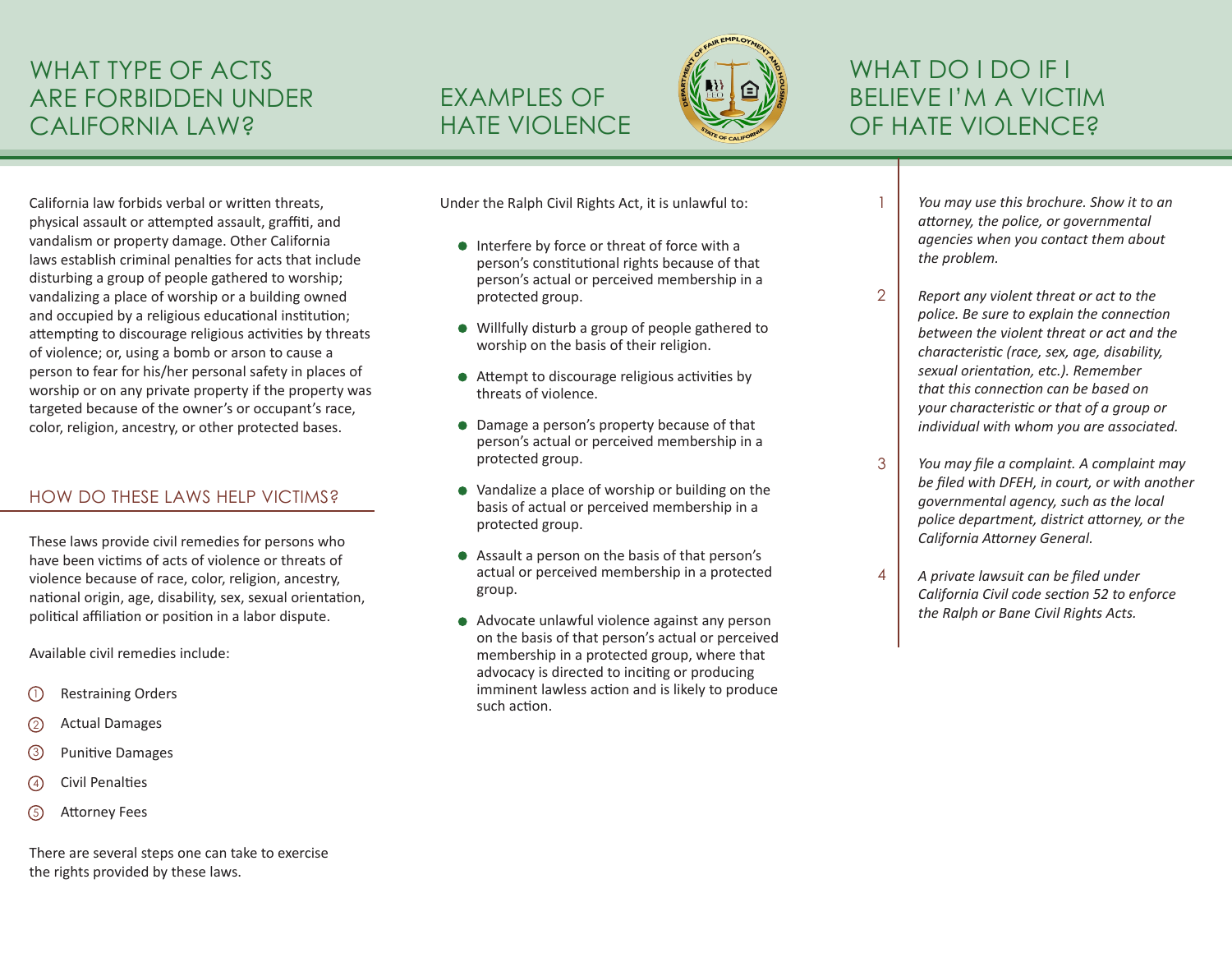# WHAT TYPE OF ACTS ARE FORBIDDEN UNDER CALIFORNIA LAW?

California law forbids verbal or written threats, physical assault or attempted assault, graffiti, and vandalism or property damage. Other California laws establish criminal penalties for acts that include disturbing a group of people gathered to worship; vandalizing a place of worship or a building owned and occupied by a religious educational institution; attempting to discourage religious activities by threats of violence; or, using a bomb or arson to cause a person to fear for his/her personal safety in places of worship or on any private property if the property was targeted because of the owner's or occupant's race, color, religion, ancestry, or other protected bases.

## HOW DO THESE LAWS HELP VICTIMS?

These laws provide civil remedies for persons who have been victims of acts of violence or threats of violence because of race, color, religion, ancestry, national origin, age, disability, sex, sexual orientation, political affiliation or position in a labor dispute.

Available civil remedies include:

1. Restraining Orders
2. Actual Damages
3. Punitive Damages
4. Civil Penalties
5. Attorney Fees

There are several steps one can take to exercise the rights provided by these laws.

# EXAMPLES OF HATE VIOLENCE

Under the Ralph Civil Rights Act, it is unlawful to:

- Interfere by force or threat of force with a person's constitutional rights because of that person's actual or perceived membership in a protected group.
- Willfully disturb a group of people gathered to worship on the basis of their religion.
- Attempt to discourage religious activities by threats of violence.
- Damage a person's property because of that person's actual or perceived membership in a protected group.
- Vandalize a place of worship or building on the basis of actual or perceived membership in a protected group.
- Assault a person on the basis of that person's actual or perceived membership in a protected group.
- Advocate unlawful violence against any person on the basis of that person's actual or perceived membership in a protected group, where that advocacy is directed to inciting or producing imminent lawless action and is likely to produce such action.

# WHAT DO I DO IF I BELIEVE I'M A VICTIM OF HATE VIOLENCE?

1. *You may use this brochure. Show it to an attorney, the police, or governmental agencies when you contact them about the problem.*
2. *Report any violent threat or act to the police. Be sure to explain the connection between the violent threat or act and the characteristic (race, sex, age, disability, sexual orientation, etc.). Remember that this connection can be based on your characteristic or that of a group or individual with whom you are associated.*
3. *You may file a complaint. A complaint may be filed with DFEH, in court, or with another governmental agency, such as the local police department, district attorney, or the California Attorney General.*
4. *A private lawsuit can be filed under California Civil code section 52 to enforce the Ralph or Bane Civil Rights Acts.*